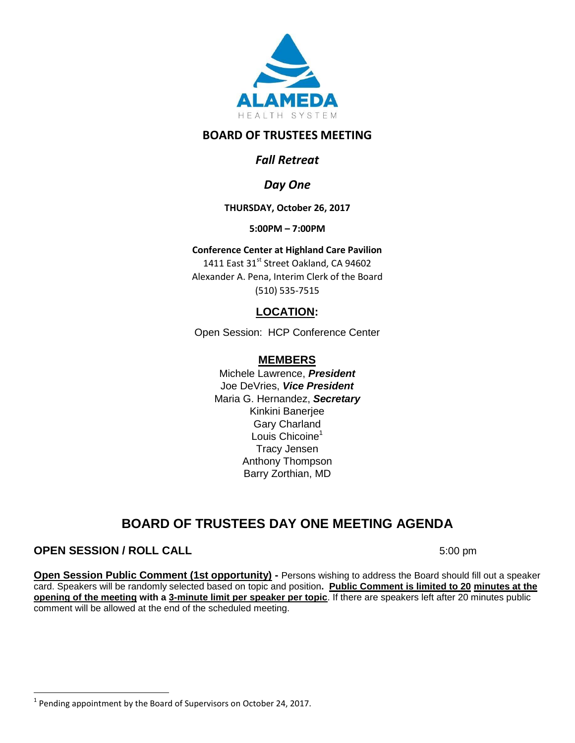ALAMEDA

HEALTH SYSTEM

# BOARD OF TRUSTEES MEETING

## *Fall Retreat*

## *Day One*

**THURSDAY, October 26, 2017**

**5:00PM – 7:00PM**

**Conference Center at Highland Care Pavilion**

1411 East 31st Street Oakland, CA 94602

Alexander A. Pena, Interim Clerk of the Board

(510) 535-7515

## LOCATION:

Open Session: HCP Conference Center

## MEMBERS

Michele Lawrence, ***President***

Joe DeVries, ***Vice President***

Maria G. Hernandez, ***Secretary***

Kinkini Banerjee

Gary Charland

Louis Chicoine[1]

Tracy Jensen

Anthony Thompson

Barry Zorthian, MD

# BOARD OF TRUSTEES DAY ONE MEETING AGENDA

## OPEN SESSION / ROLL CALL — 5:00 pm

**Open Session Public Comment (1st opportunity) -** Persons wishing to address the Board should fill out a speaker card. Speakers will be randomly selected based on topic and position**. Public Comment is limited to 20 minutes at the opening of the meeting with a 3-minute limit per speaker per topic**. If there are speakers left after 20 minutes public comment will be allowed at the end of the scheduled meeting.

---

[1] Pending appointment by the Board of Supervisors on October 24, 2017.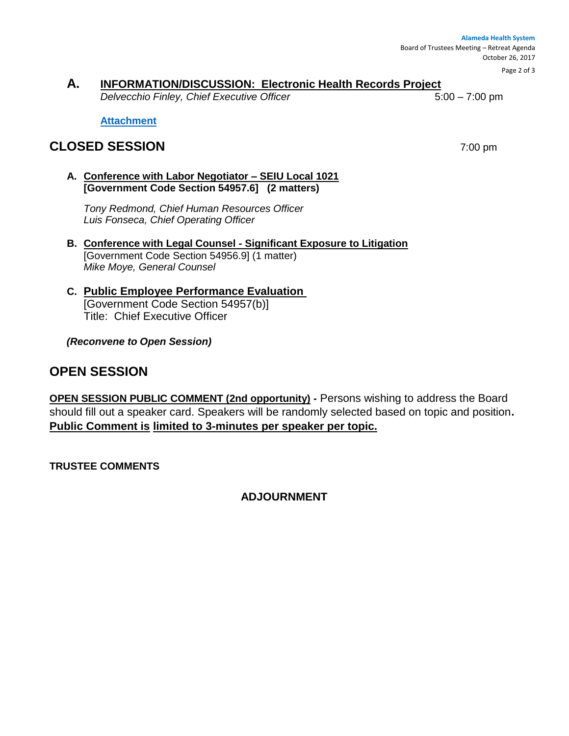## A. **INFORMATION/DISCUSSION: Electronic Health Records Project**

*Delvecchio Finley, Chief Executive Officer* 5:00 – 7:00 pm

**Attachment**

# CLOSED SESSION

7:00 pm

**A. Conference with Labor Negotiator – SEIU Local 1021**
**[Government Code Section 54957.6] (2 matters)**

*Tony Redmond, Chief Human Resources Officer*
*Luis Fonseca, Chief Operating Officer*

**B. Conference with Legal Counsel - Significant Exposure to Litigation**
[Government Code Section 54956.9] (1 matter)
*Mike Moye, General Counsel*

**C. Public Employee Performance Evaluation**
[Government Code Section 54957(b)]
Title: Chief Executive Officer

***(Reconvene to Open Session)***

# OPEN SESSION

**OPEN SESSION PUBLIC COMMENT (2nd opportunity)** - Persons wishing to address the Board should fill out a speaker card. Speakers will be randomly selected based on topic and position. **Public Comment is limited to 3-minutes per speaker per topic.**

**TRUSTEE COMMENTS**

**ADJOURNMENT**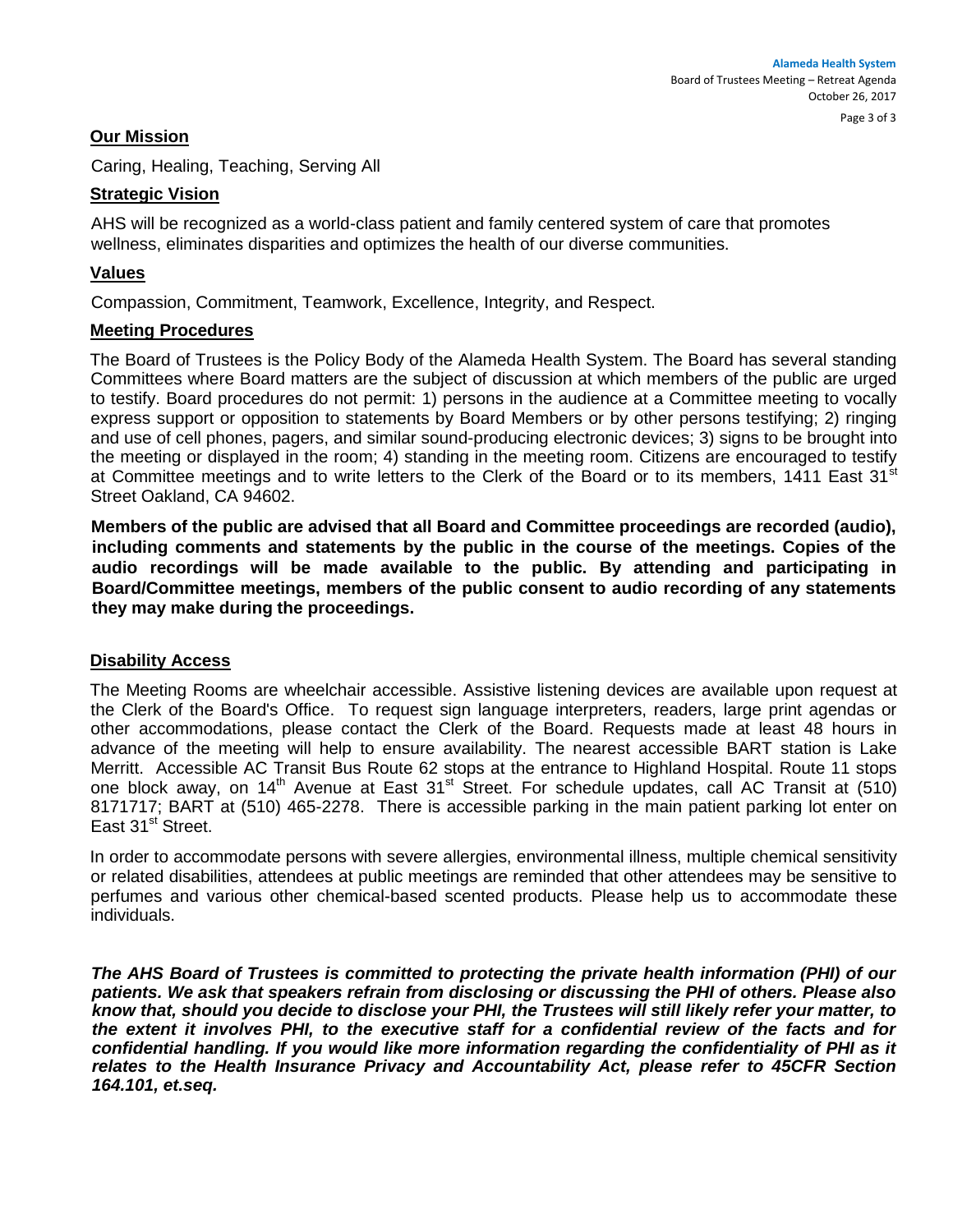## Our Mission

Caring, Healing, Teaching, Serving All

## Strategic Vision

AHS will be recognized as a world-class patient and family centered system of care that promotes wellness, eliminates disparities and optimizes the health of our diverse communities.

## Values

Compassion, Commitment, Teamwork, Excellence, Integrity, and Respect.

## Meeting Procedures

The Board of Trustees is the Policy Body of the Alameda Health System. The Board has several standing Committees where Board matters are the subject of discussion at which members of the public are urged to testify. Board procedures do not permit: 1) persons in the audience at a Committee meeting to vocally express support or opposition to statements by Board Members or by other persons testifying; 2) ringing and use of cell phones, pagers, and similar sound-producing electronic devices; 3) signs to be brought into the meeting or displayed in the room; 4) standing in the meeting room. Citizens are encouraged to testify at Committee meetings and to write letters to the Clerk of the Board or to its members, 1411 East 31st Street Oakland, CA 94602.

**Members of the public are advised that all Board and Committee proceedings are recorded (audio), including comments and statements by the public in the course of the meetings. Copies of the audio recordings will be made available to the public. By attending and participating in Board/Committee meetings, members of the public consent to audio recording of any statements they may make during the proceedings.**

## Disability Access

The Meeting Rooms are wheelchair accessible. Assistive listening devices are available upon request at the Clerk of the Board's Office. To request sign language interpreters, readers, large print agendas or other accommodations, please contact the Clerk of the Board. Requests made at least 48 hours in advance of the meeting will help to ensure availability. The nearest accessible BART station is Lake Merritt. Accessible AC Transit Bus Route 62 stops at the entrance to Highland Hospital. Route 11 stops one block away, on 14th Avenue at East 31st Street. For schedule updates, call AC Transit at (510) 8171717; BART at (510) 465-2278. There is accessible parking in the main patient parking lot enter on East 31st Street.

In order to accommodate persons with severe allergies, environmental illness, multiple chemical sensitivity or related disabilities, attendees at public meetings are reminded that other attendees may be sensitive to perfumes and various other chemical-based scented products. Please help us to accommodate these individuals.

***The AHS Board of Trustees is committed to protecting the private health information (PHI) of our patients. We ask that speakers refrain from disclosing or discussing the PHI of others. Please also know that, should you decide to disclose your PHI, the Trustees will still likely refer your matter, to the extent it involves PHI, to the executive staff for a confidential review of the facts and for confidential handling. If you would like more information regarding the confidentiality of PHI as it relates to the Health Insurance Privacy and Accountability Act, please refer to 45CFR Section 164.101, et.seq.***